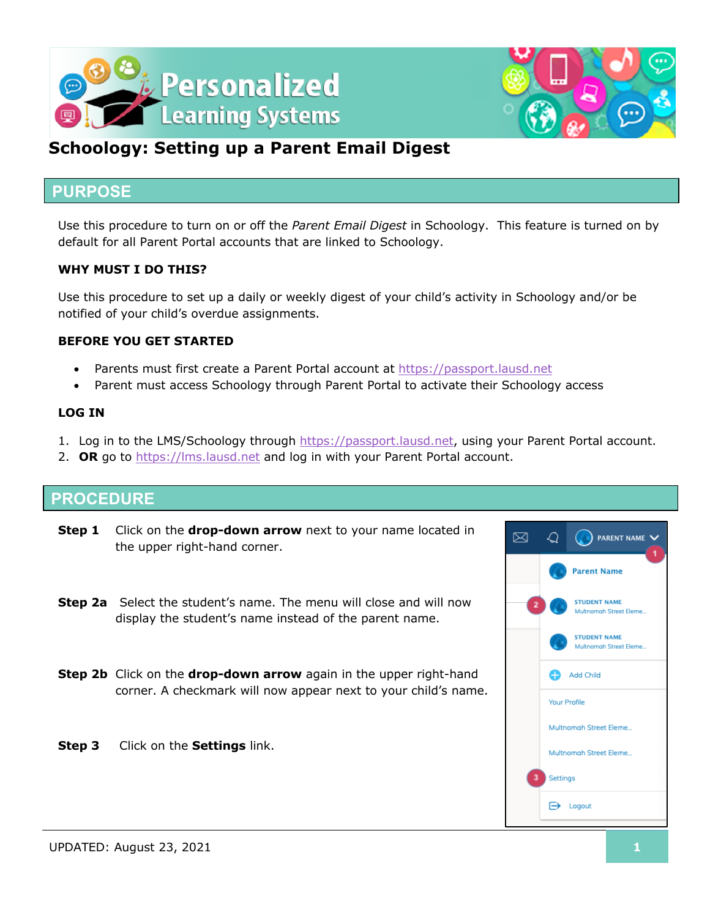# Personalized Learning Systems

## Schoology: Setting up a Parent Email Digest

## PURPOSE

Use this procedure to turn on or off the *Parent Email Digest* in Schoology. This feature is turned on by default for all Parent Portal accounts that are linked to Schoology.

### WHY MUST I DO THIS?

Use this procedure to set up a daily or weekly digest of your child's activity in Schoology and/or be notified of your child's overdue assignments.

### BEFORE YOU GET STARTED

- Parents must first create a Parent Portal account at https://passport.lausd.net
- Parent must access Schoology through Parent Portal to activate their Schoology access

### LOG IN

1. Log in to the LMS/Schoology through https://passport.lausd.net, using your Parent Portal account.
2. **OR** go to https://lms.lausd.net and log in with your Parent Portal account.

## PROCEDURE

**Step 1** Click on the **drop-down arrow** next to your name located in the upper right-hand corner.

**Step 2a** Select the student's name. The menu will close and will now display the student's name instead of the parent name.

**Step 2b** Click on the **drop-down arrow** again in the upper right-hand corner. A checkmark will now appear next to your child's name.

**Step 3** Click on the **Settings** link.

UPDATED: August 23, 2021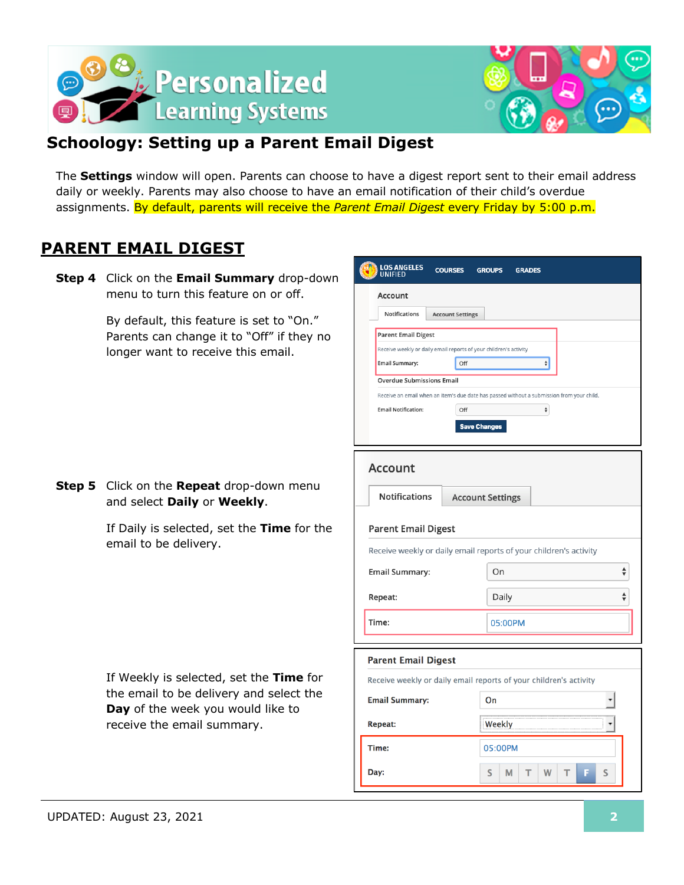# Schoology: Setting up a Parent Email Digest

The **Settings** window will open. Parents can choose to have a digest report sent to their email address daily or weekly. Parents may also choose to have an email notification of their child's overdue assignments. By default, parents will receive the *Parent Email Digest* every Friday by 5:00 p.m.

## PARENT EMAIL DIGEST

**Step 4** Click on the **Email Summary** drop-down menu to turn this feature on or off.

By default, this feature is set to "On." Parents can change it to "Off" if they no longer want to receive this email.

**Step 5** Click on the **Repeat** drop-down menu and select **Daily** or **Weekly**.

If Daily is selected, set the **Time** for the email to be delivery.

If Weekly is selected, set the **Time** for the email to be delivery and select the **Day** of the week you would like to receive the email summary.

UPDATED: August 23, 2021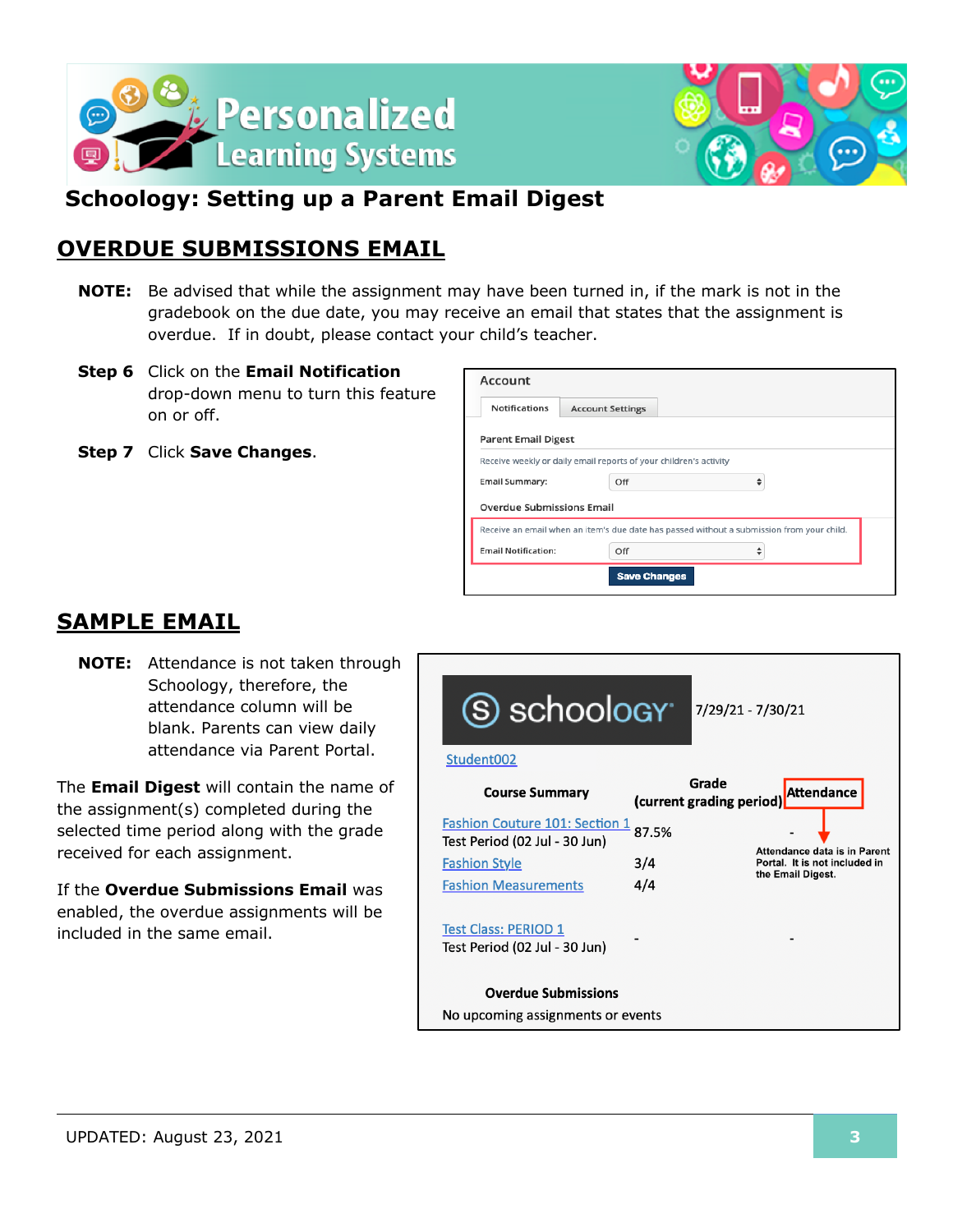# Schoology: Setting up a Parent Email Digest

## OVERDUE SUBMISSIONS EMAIL

**NOTE:** Be advised that while the assignment may have been turned in, if the mark is not in the gradebook on the due date, you may receive an email that states that the assignment is overdue. If in doubt, please contact your child's teacher.

**Step 6** Click on the **Email Notification** drop-down menu to turn this feature on or off.

**Step 7** Click **Save Changes**.

Account

Notifications | Account Settings

Parent Email Digest

Receive weekly or daily email reports of your children's activity

Email Summary: Off

Overdue Submissions Email

Receive an email when an item's due date has passed without a submission from your child.

Email Notification: Off

Save Changes

## SAMPLE EMAIL

**NOTE:** Attendance is not taken through Schoology, therefore, the attendance column will be blank. Parents can view daily attendance via Parent Portal.

The **Email Digest** will contain the name of the assignment(s) completed during the selected time period along with the grade received for each assignment.

If the **Overdue Submissions Email** was enabled, the overdue assignments will be included in the same email.

schoology 7/29/21 - 7/30/21

Student002

| Course Summary | Grade (current grading period) | Attendance |
|---|---|---|
| Fashion Couture 101: Section 1 Test Period (02 Jul - 30 Jun) | 87.5% | - |
| Fashion Style | 3/4 | |
| Fashion Measurements | 4/4 | |
| Test Class: PERIOD 1 Test Period (02 Jul - 30 Jun) | - | - |

Attendance data is in Parent Portal. It is not included in the Email Digest.

**Overdue Submissions**

No upcoming assignments or events

UPDATED: August 23, 2021